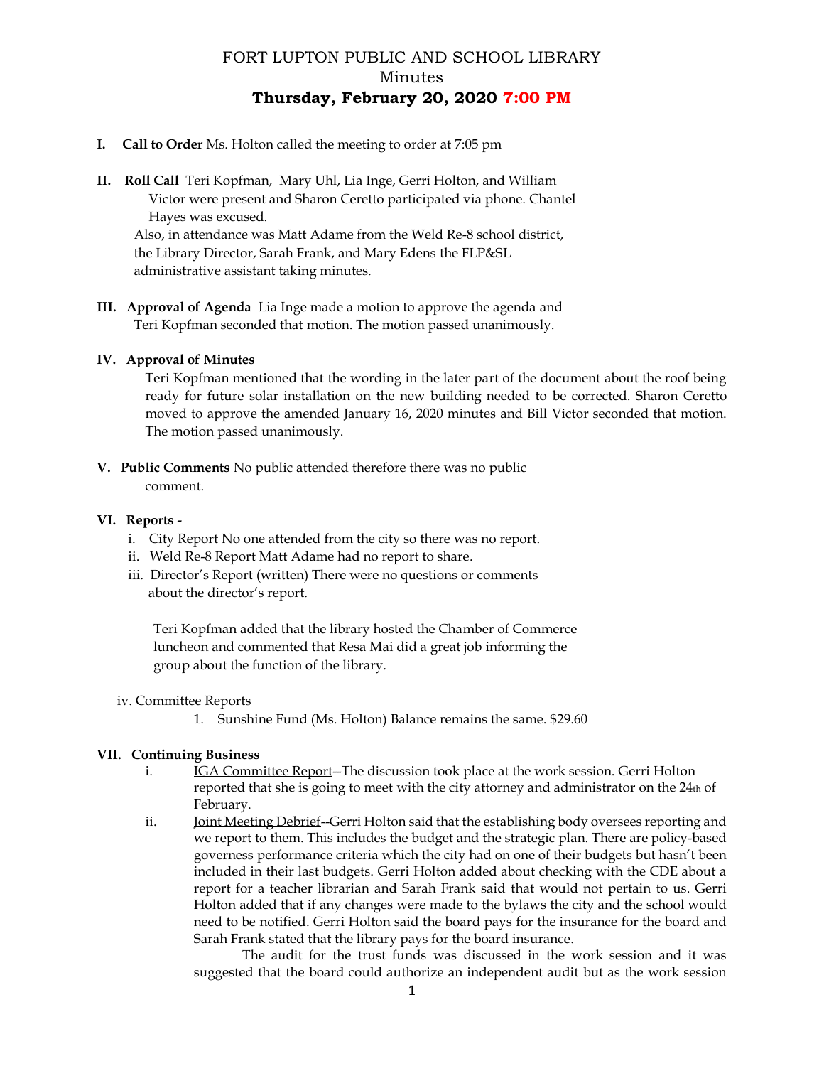# FORT LUPTON PUBLIC AND SCHOOL LIBRARY

Minutes

**Thursday, February 20, 2020 7:00 PM**

**I. Call to Order** Ms. Holton called the meeting to order at 7:05 pm

**II. Roll Call** Teri Kopfman, Mary Uhl, Lia Inge, Gerri Holton, and William Victor were present and Sharon Ceretto participated via phone. Chantel Hayes was excused.

Also, in attendance was Matt Adame from the Weld Re-8 school district, the Library Director, Sarah Frank, and Mary Edens the FLP&SL administrative assistant taking minutes.

**III. Approval of Agenda** Lia Inge made a motion to approve the agenda and Teri Kopfman seconded that motion. The motion passed unanimously.

**IV. Approval of Minutes**

Teri Kopfman mentioned that the wording in the later part of the document about the roof being ready for future solar installation on the new building needed to be corrected. Sharon Ceretto moved to approve the amended January 16, 2020 minutes and Bill Victor seconded that motion. The motion passed unanimously.

**V. Public Comments** No public attended therefore there was no public comment.

**VI. Reports -**

i. City Report No one attended from the city so there was no report.

ii. Weld Re-8 Report Matt Adame had no report to share.

iii. Director's Report (written) There were no questions or comments about the director's report.

Teri Kopfman added that the library hosted the Chamber of Commerce luncheon and commented that Resa Mai did a great job informing the group about the function of the library.

iv. Committee Reports

1. Sunshine Fund (Ms. Holton) Balance remains the same. $29.60

**VII. Continuing Business**

i. IGA Committee Report--The discussion took place at the work session. Gerri Holton reported that she is going to meet with the city attorney and administrator on the 24th of February.

ii. Joint Meeting Debrief--Gerri Holton said that the establishing body oversees reporting and we report to them. This includes the budget and the strategic plan. There are policy-based governess performance criteria which the city had on one of their budgets but hasn't been included in their last budgets. Gerri Holton added about checking with the CDE about a report for a teacher librarian and Sarah Frank said that would not pertain to us. Gerri Holton added that if any changes were made to the bylaws the city and the school would need to be notified. Gerri Holton said the board pays for the insurance for the board and Sarah Frank stated that the library pays for the board insurance.

The audit for the trust funds was discussed in the work session and it was suggested that the board could authorize an independent audit but as the work session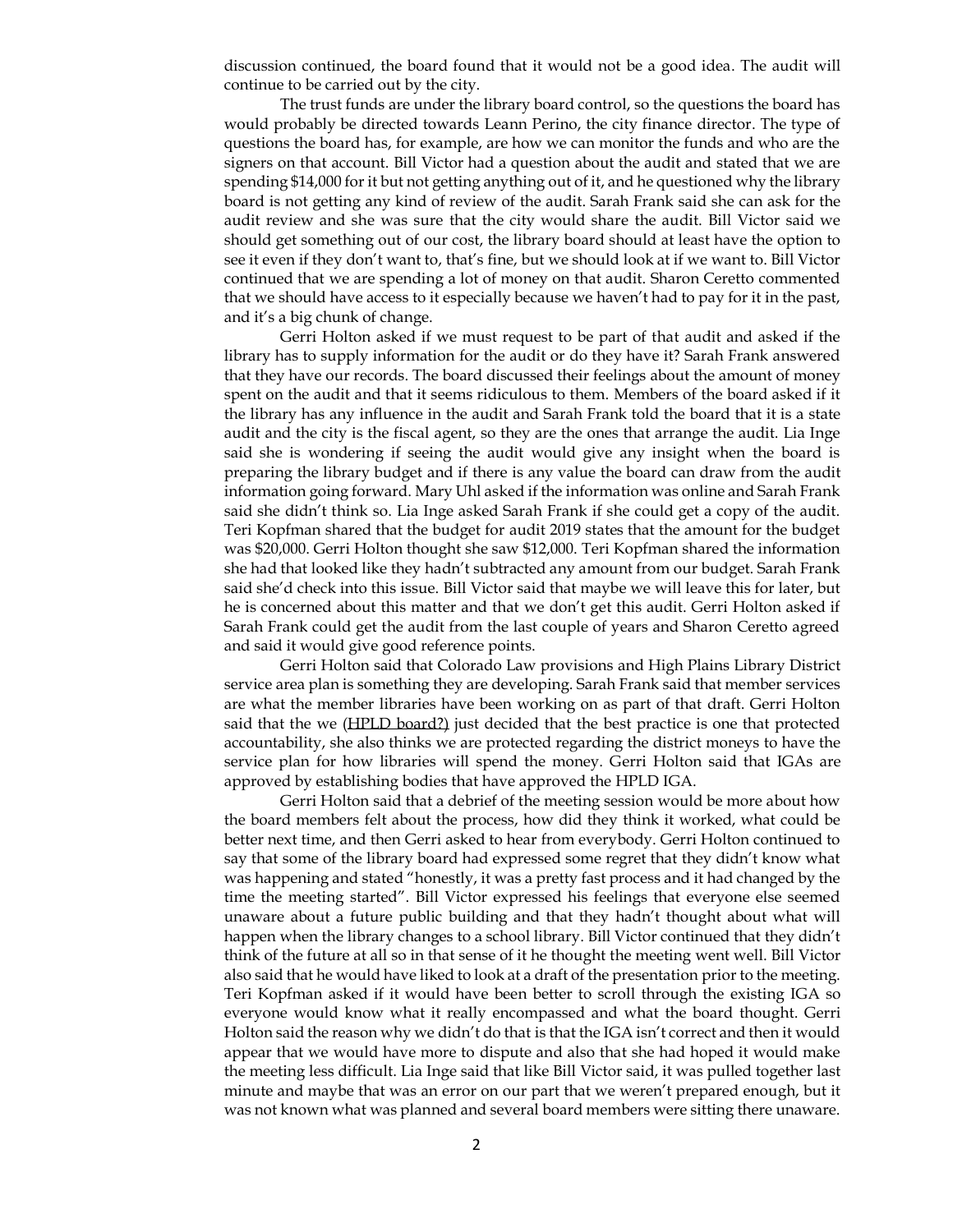discussion continued, the board found that it would not be a good idea. The audit will continue to be carried out by the city.

The trust funds are under the library board control, so the questions the board has would probably be directed towards Leann Perino, the city finance director. The type of questions the board has, for example, are how we can monitor the funds and who are the signers on that account. Bill Victor had a question about the audit and stated that we are spending $14,000 for it but not getting anything out of it, and he questioned why the library board is not getting any kind of review of the audit. Sarah Frank said she can ask for the audit review and she was sure that the city would share the audit. Bill Victor said we should get something out of our cost, the library board should at least have the option to see it even if they don't want to, that's fine, but we should look at if we want to. Bill Victor continued that we are spending a lot of money on that audit. Sharon Ceretto commented that we should have access to it especially because we haven't had to pay for it in the past, and it's a big chunk of change.

Gerri Holton asked if we must request to be part of that audit and asked if the library has to supply information for the audit or do they have it? Sarah Frank answered that they have our records. The board discussed their feelings about the amount of money spent on the audit and that it seems ridiculous to them. Members of the board asked if it the library has any influence in the audit and Sarah Frank told the board that it is a state audit and the city is the fiscal agent, so they are the ones that arrange the audit. Lia Inge said she is wondering if seeing the audit would give any insight when the board is preparing the library budget and if there is any value the board can draw from the audit information going forward. Mary Uhl asked if the information was online and Sarah Frank said she didn't think so. Lia Inge asked Sarah Frank if she could get a copy of the audit. Teri Kopfman shared that the budget for audit 2019 states that the amount for the budget was $20,000. Gerri Holton thought she saw $12,000. Teri Kopfman shared the information she had that looked like they hadn't subtracted any amount from our budget. Sarah Frank said she'd check into this issue. Bill Victor said that maybe we will leave this for later, but he is concerned about this matter and that we don't get this audit. Gerri Holton asked if Sarah Frank could get the audit from the last couple of years and Sharon Ceretto agreed and said it would give good reference points.

Gerri Holton said that Colorado Law provisions and High Plains Library District service area plan is something they are developing. Sarah Frank said that member services are what the member libraries have been working on as part of that draft. Gerri Holton said that the we (HPLD board?) just decided that the best practice is one that protected accountability, she also thinks we are protected regarding the district moneys to have the service plan for how libraries will spend the money. Gerri Holton said that IGAs are approved by establishing bodies that have approved the HPLD IGA.

Gerri Holton said that a debrief of the meeting session would be more about how the board members felt about the process, how did they think it worked, what could be better next time, and then Gerri asked to hear from everybody. Gerri Holton continued to say that some of the library board had expressed some regret that they didn't know what was happening and stated "honestly, it was a pretty fast process and it had changed by the time the meeting started". Bill Victor expressed his feelings that everyone else seemed unaware about a future public building and that they hadn't thought about what will happen when the library changes to a school library. Bill Victor continued that they didn't think of the future at all so in that sense of it he thought the meeting went well. Bill Victor also said that he would have liked to look at a draft of the presentation prior to the meeting. Teri Kopfman asked if it would have been better to scroll through the existing IGA so everyone would know what it really encompassed and what the board thought. Gerri Holton said the reason why we didn't do that is that the IGA isn't correct and then it would appear that we would have more to dispute and also that she had hoped it would make the meeting less difficult. Lia Inge said that like Bill Victor said, it was pulled together last minute and maybe that was an error on our part that we weren't prepared enough, but it was not known what was planned and several board members were sitting there unaware.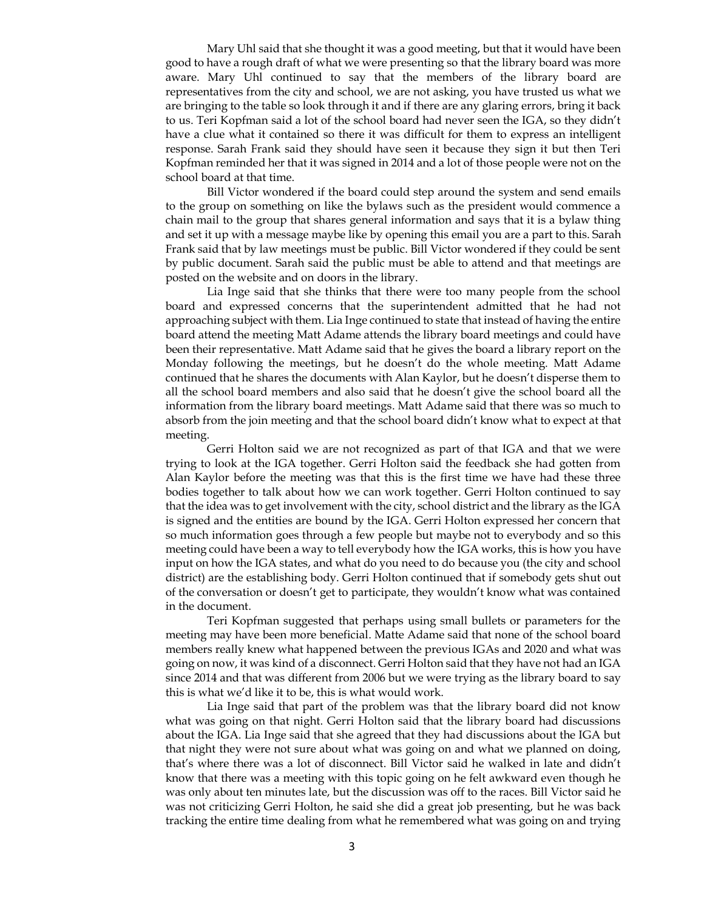Mary Uhl said that she thought it was a good meeting, but that it would have been good to have a rough draft of what we were presenting so that the library board was more aware. Mary Uhl continued to say that the members of the library board are representatives from the city and school, we are not asking, you have trusted us what we are bringing to the table so look through it and if there are any glaring errors, bring it back to us. Teri Kopfman said a lot of the school board had never seen the IGA, so they didn't have a clue what it contained so there it was difficult for them to express an intelligent response. Sarah Frank said they should have seen it because they sign it but then Teri Kopfman reminded her that it was signed in 2014 and a lot of those people were not on the school board at that time.

Bill Victor wondered if the board could step around the system and send emails to the group on something on like the bylaws such as the president would commence a chain mail to the group that shares general information and says that it is a bylaw thing and set it up with a message maybe like by opening this email you are a part to this. Sarah Frank said that by law meetings must be public. Bill Victor wondered if they could be sent by public document. Sarah said the public must be able to attend and that meetings are posted on the website and on doors in the library.

Lia Inge said that she thinks that there were too many people from the school board and expressed concerns that the superintendent admitted that he had not approaching subject with them. Lia Inge continued to state that instead of having the entire board attend the meeting Matt Adame attends the library board meetings and could have been their representative. Matt Adame said that he gives the board a library report on the Monday following the meetings, but he doesn't do the whole meeting. Matt Adame continued that he shares the documents with Alan Kaylor, but he doesn't disperse them to all the school board members and also said that he doesn't give the school board all the information from the library board meetings. Matt Adame said that there was so much to absorb from the join meeting and that the school board didn't know what to expect at that meeting.

Gerri Holton said we are not recognized as part of that IGA and that we were trying to look at the IGA together. Gerri Holton said the feedback she had gotten from Alan Kaylor before the meeting was that this is the first time we have had these three bodies together to talk about how we can work together. Gerri Holton continued to say that the idea was to get involvement with the city, school district and the library as the IGA is signed and the entities are bound by the IGA. Gerri Holton expressed her concern that so much information goes through a few people but maybe not to everybody and so this meeting could have been a way to tell everybody how the IGA works, this is how you have input on how the IGA states, and what do you need to do because you (the city and school district) are the establishing body. Gerri Holton continued that if somebody gets shut out of the conversation or doesn't get to participate, they wouldn't know what was contained in the document.

Teri Kopfman suggested that perhaps using small bullets or parameters for the meeting may have been more beneficial. Matte Adame said that none of the school board members really knew what happened between the previous IGAs and 2020 and what was going on now, it was kind of a disconnect. Gerri Holton said that they have not had an IGA since 2014 and that was different from 2006 but we were trying as the library board to say this is what we'd like it to be, this is what would work.

Lia Inge said that part of the problem was that the library board did not know what was going on that night. Gerri Holton said that the library board had discussions about the IGA. Lia Inge said that she agreed that they had discussions about the IGA but that night they were not sure about what was going on and what we planned on doing, that's where there was a lot of disconnect. Bill Victor said he walked in late and didn't know that there was a meeting with this topic going on he felt awkward even though he was only about ten minutes late, but the discussion was off to the races. Bill Victor said he was not criticizing Gerri Holton, he said she did a great job presenting, but he was back tracking the entire time dealing from what he remembered what was going on and trying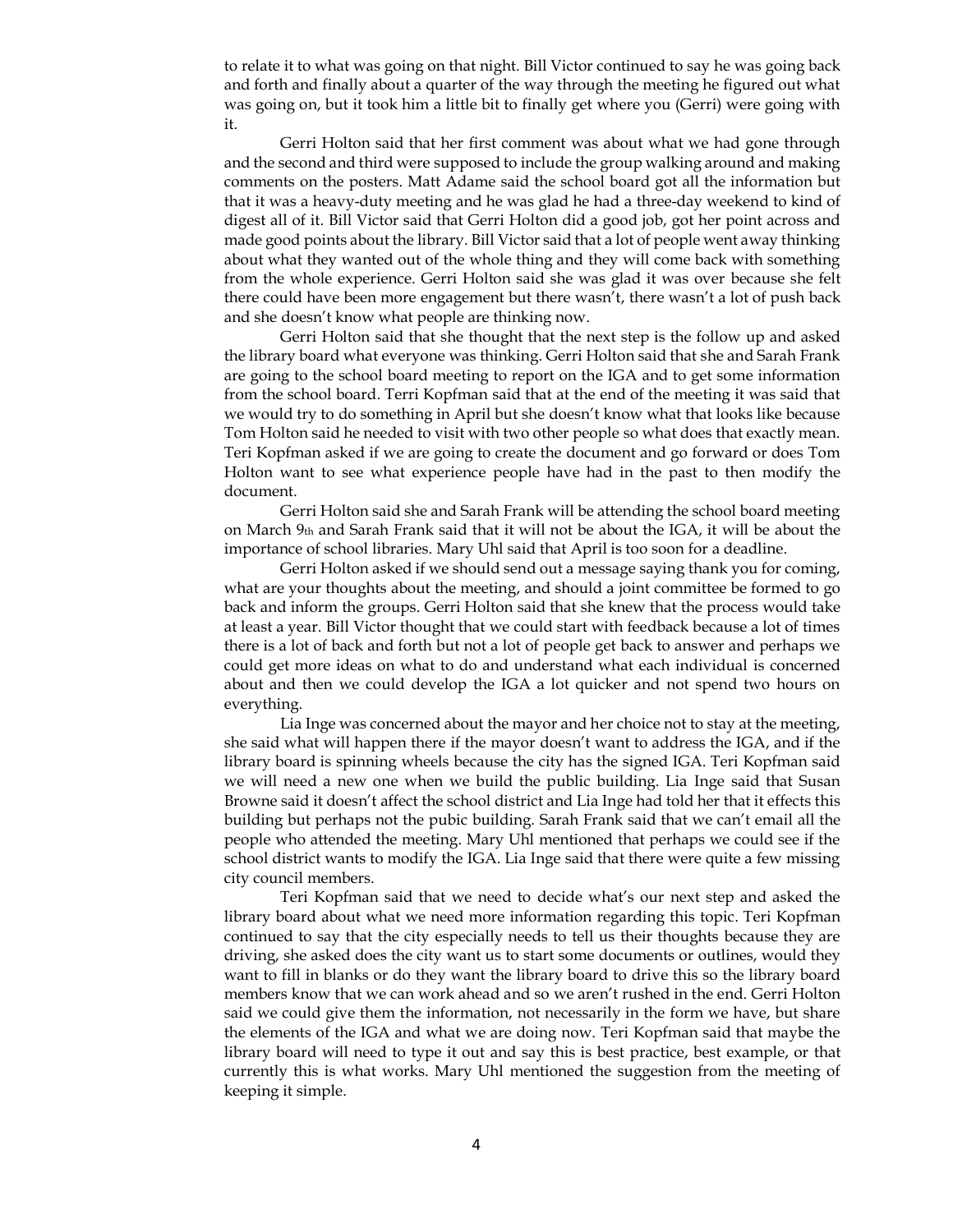to relate it to what was going on that night. Bill Victor continued to say he was going back and forth and finally about a quarter of the way through the meeting he figured out what was going on, but it took him a little bit to finally get where you (Gerri) were going with it.

Gerri Holton said that her first comment was about what we had gone through and the second and third were supposed to include the group walking around and making comments on the posters. Matt Adame said the school board got all the information but that it was a heavy-duty meeting and he was glad he had a three-day weekend to kind of digest all of it. Bill Victor said that Gerri Holton did a good job, got her point across and made good points about the library. Bill Victor said that a lot of people went away thinking about what they wanted out of the whole thing and they will come back with something from the whole experience. Gerri Holton said she was glad it was over because she felt there could have been more engagement but there wasn't, there wasn't a lot of push back and she doesn't know what people are thinking now.

Gerri Holton said that she thought that the next step is the follow up and asked the library board what everyone was thinking. Gerri Holton said that she and Sarah Frank are going to the school board meeting to report on the IGA and to get some information from the school board. Terri Kopfman said that at the end of the meeting it was said that we would try to do something in April but she doesn't know what that looks like because Tom Holton said he needed to visit with two other people so what does that exactly mean. Teri Kopfman asked if we are going to create the document and go forward or does Tom Holton want to see what experience people have had in the past to then modify the document.

Gerri Holton said she and Sarah Frank will be attending the school board meeting on March 9th and Sarah Frank said that it will not be about the IGA, it will be about the importance of school libraries. Mary Uhl said that April is too soon for a deadline.

Gerri Holton asked if we should send out a message saying thank you for coming, what are your thoughts about the meeting, and should a joint committee be formed to go back and inform the groups. Gerri Holton said that she knew that the process would take at least a year. Bill Victor thought that we could start with feedback because a lot of times there is a lot of back and forth but not a lot of people get back to answer and perhaps we could get more ideas on what to do and understand what each individual is concerned about and then we could develop the IGA a lot quicker and not spend two hours on everything.

Lia Inge was concerned about the mayor and her choice not to stay at the meeting, she said what will happen there if the mayor doesn't want to address the IGA, and if the library board is spinning wheels because the city has the signed IGA. Teri Kopfman said we will need a new one when we build the public building. Lia Inge said that Susan Browne said it doesn't affect the school district and Lia Inge had told her that it effects this building but perhaps not the pubic building. Sarah Frank said that we can't email all the people who attended the meeting. Mary Uhl mentioned that perhaps we could see if the school district wants to modify the IGA. Lia Inge said that there were quite a few missing city council members.

Teri Kopfman said that we need to decide what's our next step and asked the library board about what we need more information regarding this topic. Teri Kopfman continued to say that the city especially needs to tell us their thoughts because they are driving, she asked does the city want us to start some documents or outlines, would they want to fill in blanks or do they want the library board to drive this so the library board members know that we can work ahead and so we aren't rushed in the end. Gerri Holton said we could give them the information, not necessarily in the form we have, but share the elements of the IGA and what we are doing now. Teri Kopfman said that maybe the library board will need to type it out and say this is best practice, best example, or that currently this is what works. Mary Uhl mentioned the suggestion from the meeting of keeping it simple.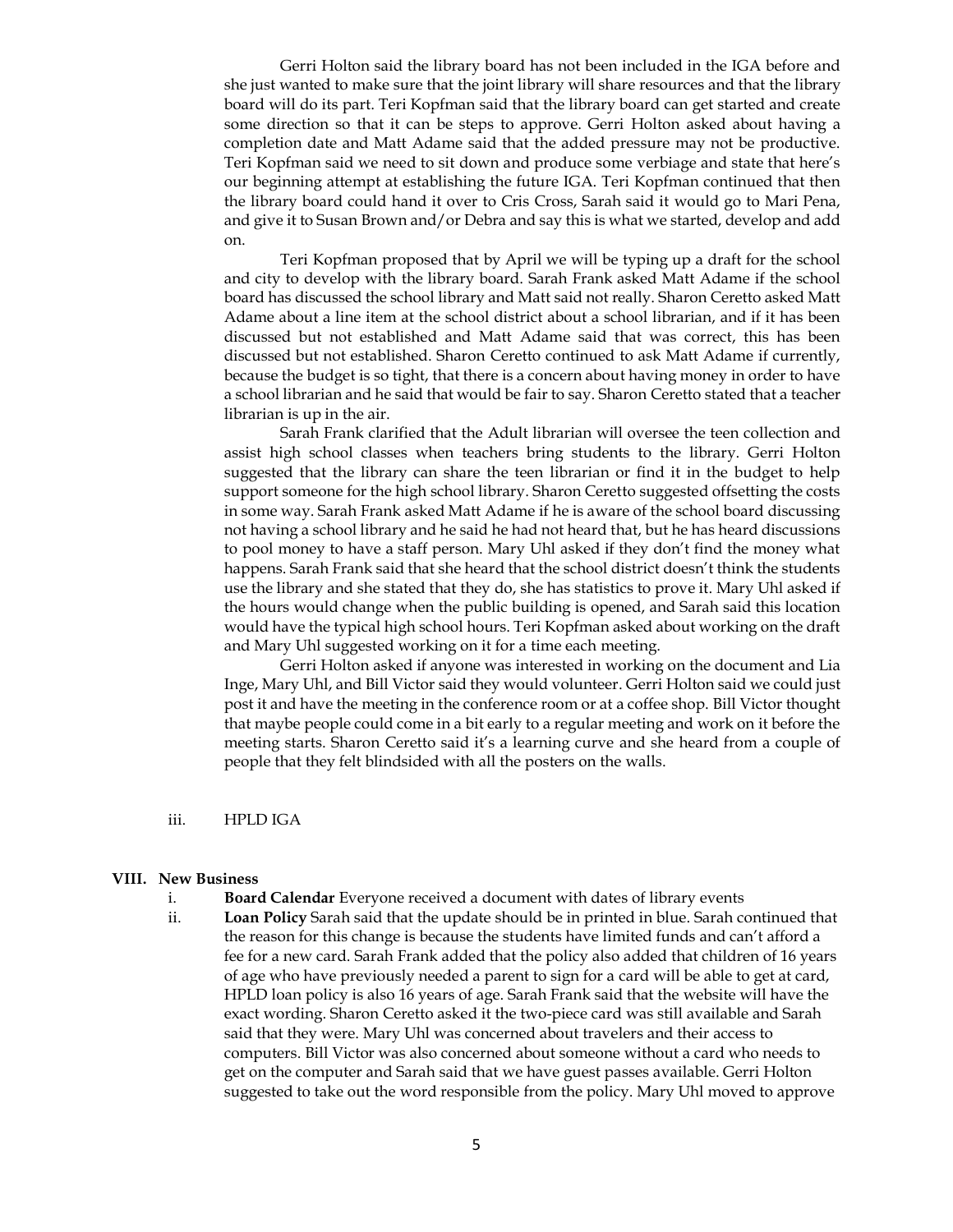Gerri Holton said the library board has not been included in the IGA before and she just wanted to make sure that the joint library will share resources and that the library board will do its part. Teri Kopfman said that the library board can get started and create some direction so that it can be steps to approve. Gerri Holton asked about having a completion date and Matt Adame said that the added pressure may not be productive. Teri Kopfman said we need to sit down and produce some verbiage and state that here's our beginning attempt at establishing the future IGA. Teri Kopfman continued that then the library board could hand it over to Cris Cross, Sarah said it would go to Mari Pena, and give it to Susan Brown and/or Debra and say this is what we started, develop and add on.

Teri Kopfman proposed that by April we will be typing up a draft for the school and city to develop with the library board. Sarah Frank asked Matt Adame if the school board has discussed the school library and Matt said not really. Sharon Ceretto asked Matt Adame about a line item at the school district about a school librarian, and if it has been discussed but not established and Matt Adame said that was correct, this has been discussed but not established. Sharon Ceretto continued to ask Matt Adame if currently, because the budget is so tight, that there is a concern about having money in order to have a school librarian and he said that would be fair to say. Sharon Ceretto stated that a teacher librarian is up in the air.

Sarah Frank clarified that the Adult librarian will oversee the teen collection and assist high school classes when teachers bring students to the library. Gerri Holton suggested that the library can share the teen librarian or find it in the budget to help support someone for the high school library. Sharon Ceretto suggested offsetting the costs in some way. Sarah Frank asked Matt Adame if he is aware of the school board discussing not having a school library and he said he had not heard that, but he has heard discussions to pool money to have a staff person. Mary Uhl asked if they don't find the money what happens. Sarah Frank said that she heard that the school district doesn't think the students use the library and she stated that they do, she has statistics to prove it. Mary Uhl asked if the hours would change when the public building is opened, and Sarah said this location would have the typical high school hours. Teri Kopfman asked about working on the draft and Mary Uhl suggested working on it for a time each meeting.

Gerri Holton asked if anyone was interested in working on the document and Lia Inge, Mary Uhl, and Bill Victor said they would volunteer. Gerri Holton said we could just post it and have the meeting in the conference room or at a coffee shop. Bill Victor thought that maybe people could come in a bit early to a regular meeting and work on it before the meeting starts. Sharon Ceretto said it's a learning curve and she heard from a couple of people that they felt blindsided with all the posters on the walls.

iii. HPLD IGA

## VIII. New Business

i. **Board Calendar** Everyone received a document with dates of library events

ii. **Loan Policy** Sarah said that the update should be in printed in blue. Sarah continued that the reason for this change is because the students have limited funds and can't afford a fee for a new card. Sarah Frank added that the policy also added that children of 16 years of age who have previously needed a parent to sign for a card will be able to get at card, HPLD loan policy is also 16 years of age. Sarah Frank said that the website will have the exact wording. Sharon Ceretto asked it the two-piece card was still available and Sarah said that they were. Mary Uhl was concerned about travelers and their access to computers. Bill Victor was also concerned about someone without a card who needs to get on the computer and Sarah said that we have guest passes available. Gerri Holton suggested to take out the word responsible from the policy. Mary Uhl moved to approve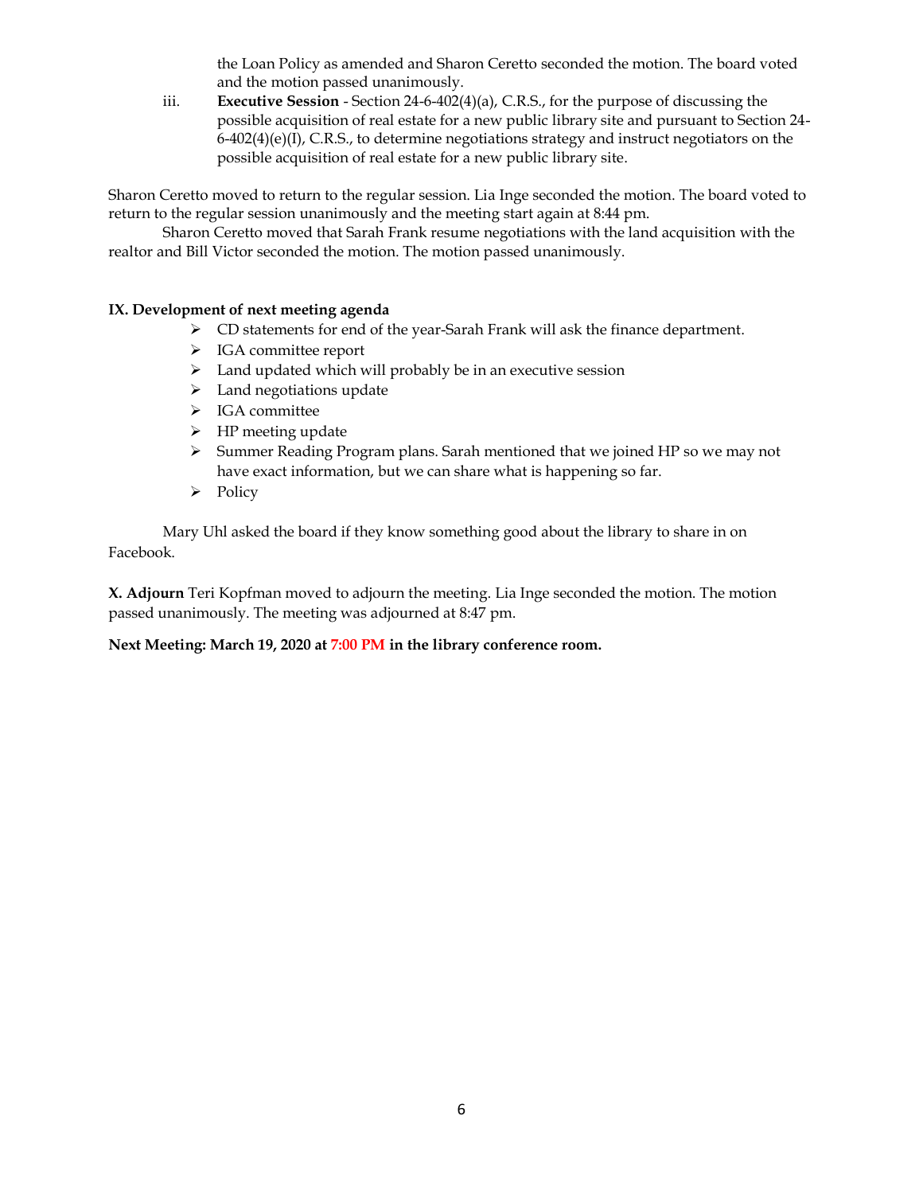the Loan Policy as amended and Sharon Ceretto seconded the motion. The board voted and the motion passed unanimously.

iii. **Executive Session** - Section 24-6-402(4)(a), C.R.S., for the purpose of discussing the possible acquisition of real estate for a new public library site and pursuant to Section 24-6-402(4)(e)(I), C.R.S., to determine negotiations strategy and instruct negotiators on the possible acquisition of real estate for a new public library site.

Sharon Ceretto moved to return to the regular session. Lia Inge seconded the motion. The board voted to return to the regular session unanimously and the meeting start again at 8:44 pm.

Sharon Ceretto moved that Sarah Frank resume negotiations with the land acquisition with the realtor and Bill Victor seconded the motion. The motion passed unanimously.

**IX. Development of next meeting agenda**

- CD statements for end of the year-Sarah Frank will ask the finance department.
- IGA committee report
- Land updated which will probably be in an executive session
- Land negotiations update
- IGA committee
- HP meeting update
- Summer Reading Program plans. Sarah mentioned that we joined HP so we may not have exact information, but we can share what is happening so far.
- Policy

Mary Uhl asked the board if they know something good about the library to share in on Facebook.

**X. Adjourn** Teri Kopfman moved to adjourn the meeting. Lia Inge seconded the motion. The motion passed unanimously. The meeting was adjourned at 8:47 pm.

**Next Meeting: March 19, 2020 at 7:00 PM in the library conference room.**